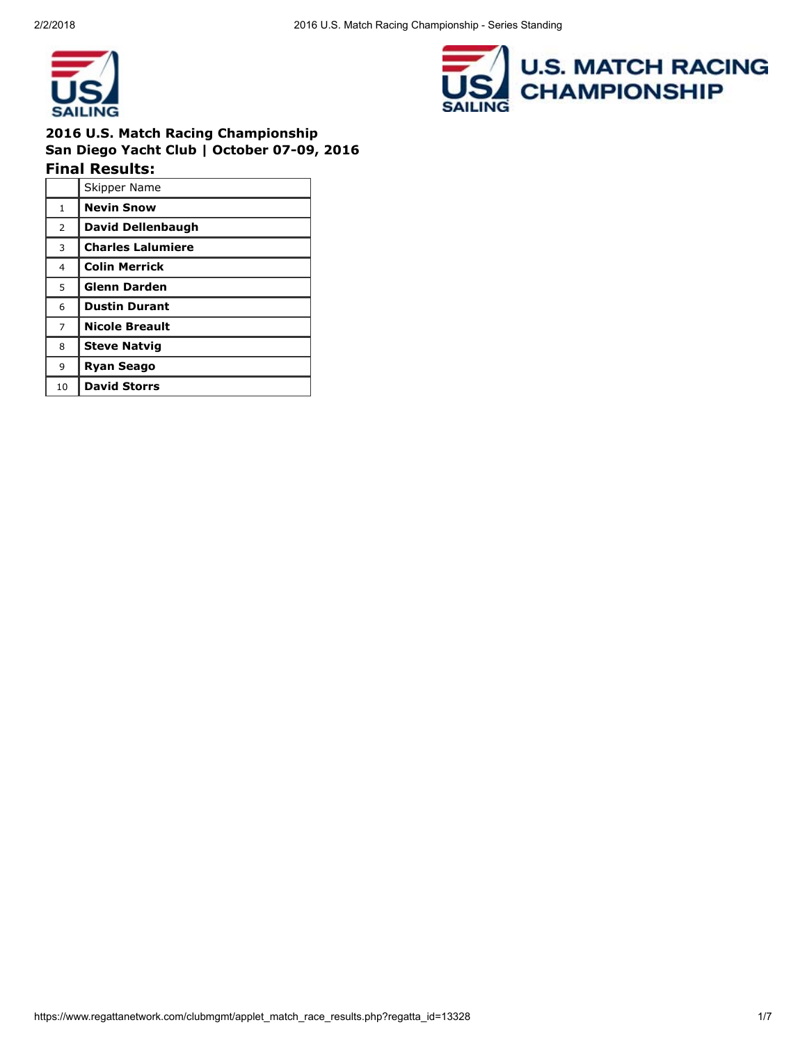**2016 U.S. Match Racing Championship**
**San Diego Yacht Club | October 07-09, 2016**

## Final Results:

| | Skipper Name |
|---|---|
| 1 | **Nevin Snow** |
| 2 | **David Dellenbaugh** |
| 3 | **Charles Lalumiere** |
| 4 | **Colin Merrick** |
| 5 | **Glenn Darden** |
| 6 | **Dustin Durant** |
| 7 | **Nicole Breault** |
| 8 | **Steve Natvig** |
| 9 | **Ryan Seago** |
| 10 | **David Storrs** |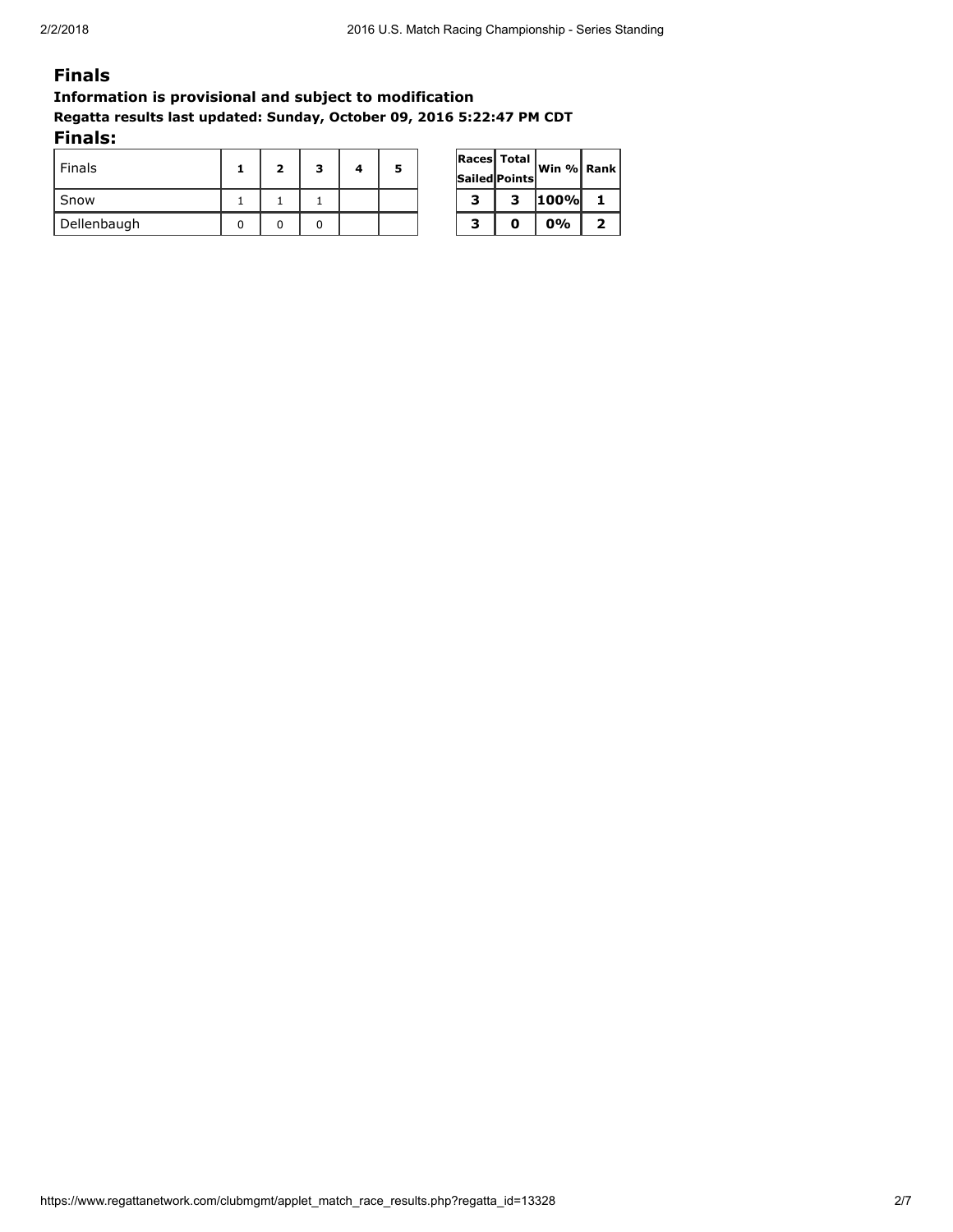# Finals

**Information is provisional and subject to modification**

**Regatta results last updated: Sunday, October 09, 2016 5:22:47 PM CDT**

## Finals:

| Finals | 1 | 2 | 3 | 4 | 5 | Races Sailed | Total Points | Win % | Rank |
|---|---|---|---|---|---|---|---|---|---|
| Snow | 1 | 1 | 1 | | | **3** | **3** | **100%** | **1** |
| Dellenbaugh | 0 | 0 | 0 | | | **3** | **0** | **0%** | **2** |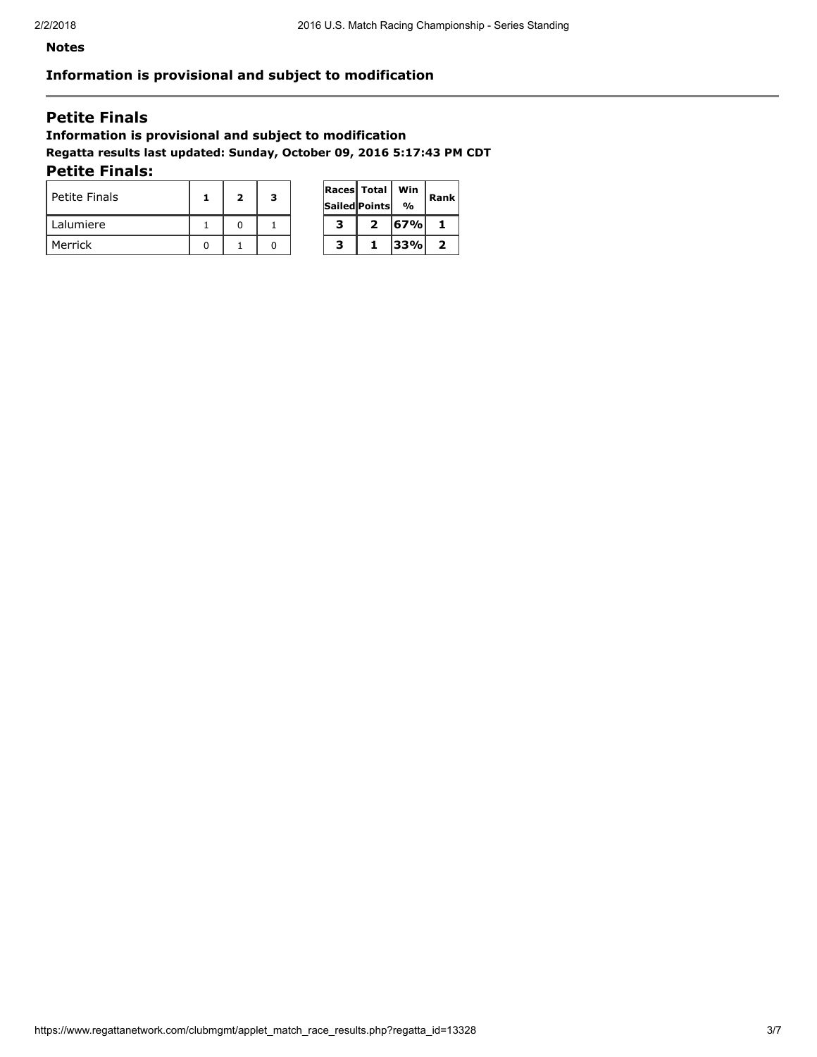**Notes**

**Information is provisional and subject to modification**

---

## Petite Finals

**Information is provisional and subject to modification**

**Regatta results last updated: Sunday, October 09, 2016 5:17:43 PM CDT**

### Petite Finals:

| Petite Finals | 1 | 2 | 3 | Races Sailed | Total Points | Win % | Rank |
|---|---|---|---|---|---|---|---|
| Lalumiere | 1 | 0 | 1 | **3** | **2** | **67%** | **1** |
| Merrick | 0 | 1 | 0 | **3** | **1** | **33%** | **2** |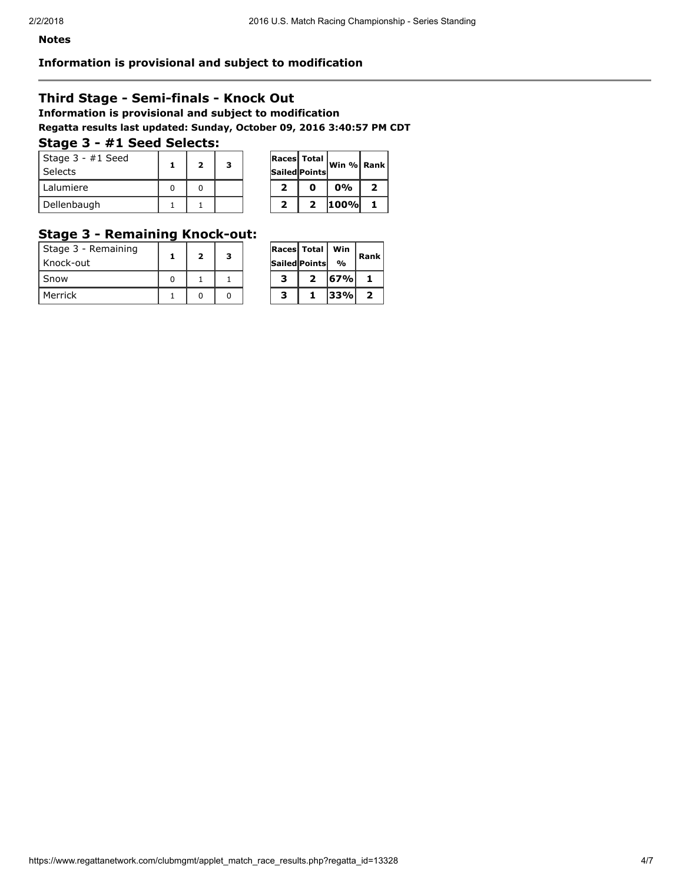**Notes**

**Information is provisional and subject to modification**

---

## Third Stage - Semi-finals - Knock Out

**Information is provisional and subject to modification**

**Regatta results last updated: Sunday, October 09, 2016 3:40:57 PM CDT**

### Stage 3 - #1 Seed Selects:

| Stage 3 - #1 Seed Selects | 1 | 2 | 3 | Races Sailed | Total Points | Win % | Rank |
|---|---|---|---|---|---|---|---|
| Lalumiere | 0 | 0 | | 2 | 0 | 0% | 2 |
| Dellenbaugh | 1 | 1 | | 2 | 2 | 100% | 1 |

### Stage 3 - Remaining Knock-out:

| Stage 3 - Remaining Knock-out | 1 | 2 | 3 | Races Sailed | Total Points | Win % | Rank |
|---|---|---|---|---|---|---|---|
| Snow | 0 | 1 | 1 | 3 | 2 | 67% | 1 |
| Merrick | 1 | 0 | 0 | 3 | 1 | 33% | 2 |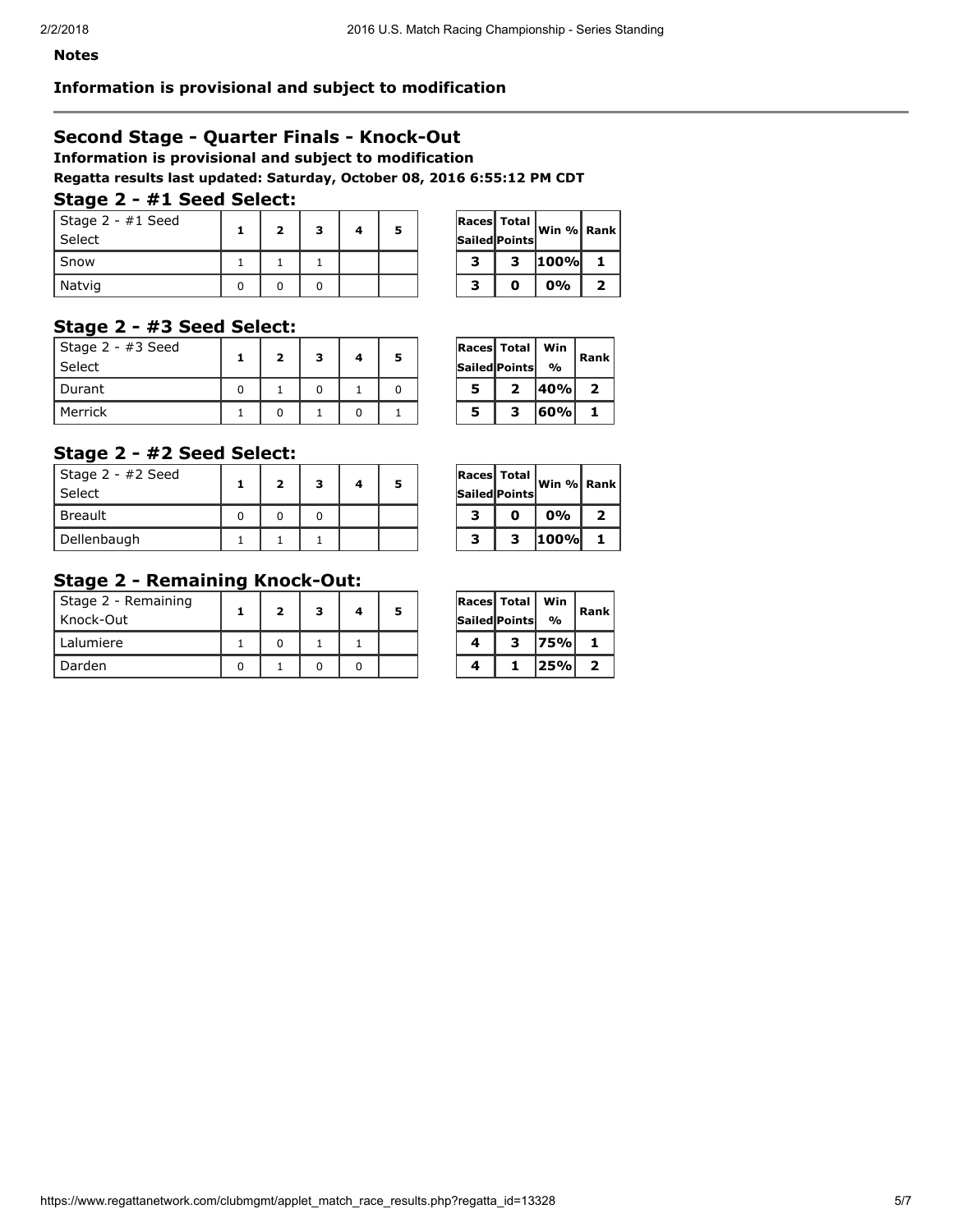**Notes**

**Information is provisional and subject to modification**

---

## Second Stage - Quarter Finals - Knock-Out

**Information is provisional and subject to modification**

**Regatta results last updated: Saturday, October 08, 2016 6:55:12 PM CDT**

### Stage 2 - #1 Seed Select:

| Stage 2 - #1 Seed Select | 1 | 2 | 3 | 4 | 5 | Races Sailed | Total Points | Win % | Rank |
|---|---|---|---|---|---|---|---|---|---|
| Snow | 1 | 1 | 1 | | | 3 | 3 | 100% | 1 |
| Natvig | 0 | 0 | 0 | | | 3 | 0 | 0% | 2 |

### Stage 2 - #3 Seed Select:

| Stage 2 - #3 Seed Select | 1 | 2 | 3 | 4 | 5 | Races Sailed | Total Points | Win % | Rank |
|---|---|---|---|---|---|---|---|---|---|
| Durant | 0 | 1 | 0 | 1 | 0 | 5 | 2 | 40% | 2 |
| Merrick | 1 | 0 | 1 | 0 | 1 | 5 | 3 | 60% | 1 |

### Stage 2 - #2 Seed Select:

| Stage 2 - #2 Seed Select | 1 | 2 | 3 | 4 | 5 | Races Sailed | Total Points | Win % | Rank |
|---|---|---|---|---|---|---|---|---|---|
| Breault | 0 | 0 | 0 | | | 3 | 0 | 0% | 2 |
| Dellenbaugh | 1 | 1 | 1 | | | 3 | 3 | 100% | 1 |

### Stage 2 - Remaining Knock-Out:

| Stage 2 - Remaining Knock-Out | 1 | 2 | 3 | 4 | 5 | Races Sailed | Total Points | Win % | Rank |
|---|---|---|---|---|---|---|---|---|---|
| Lalumiere | 1 | 0 | 1 | 1 | | 4 | 3 | 75% | 1 |
| Darden | 0 | 1 | 0 | 0 | | 4 | 1 | 25% | 2 |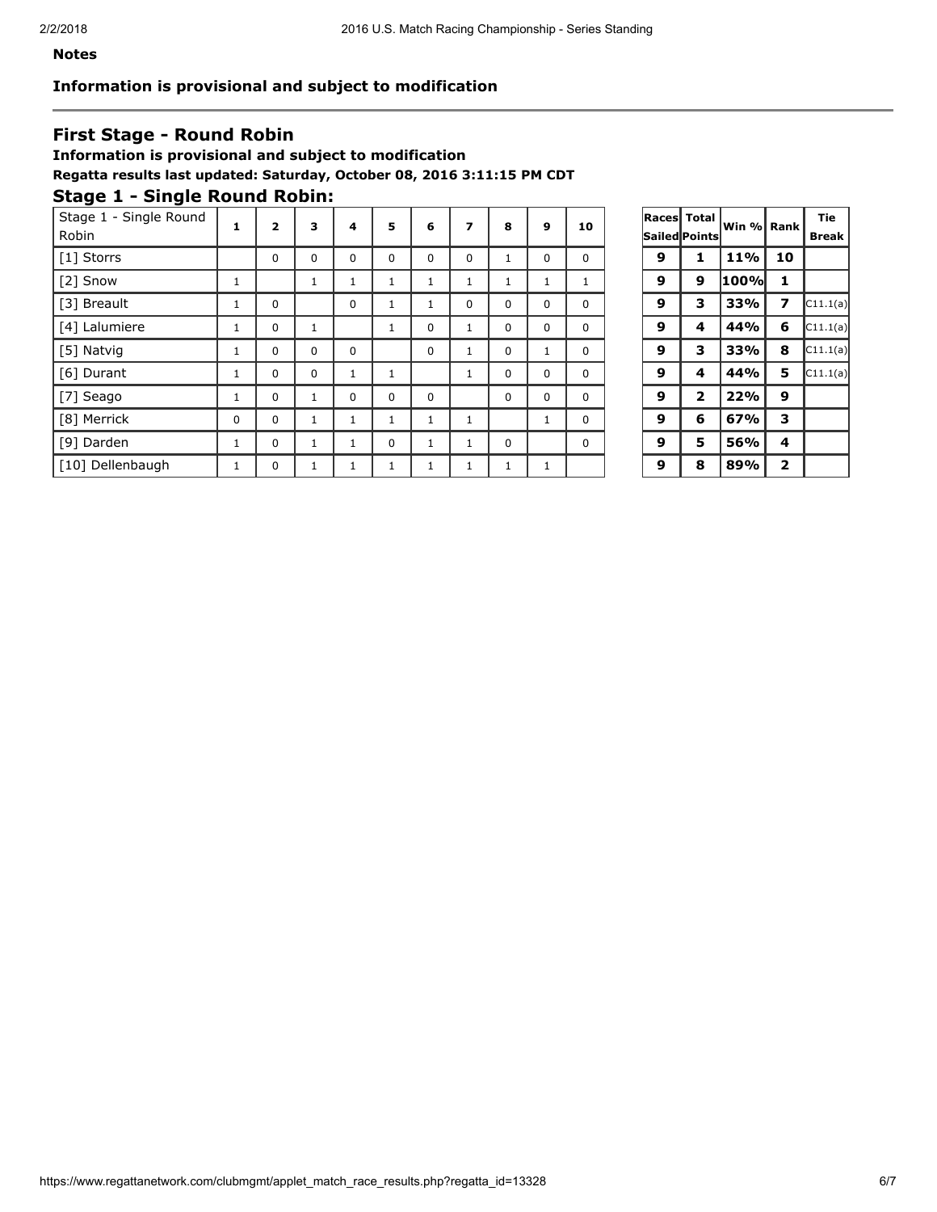**Notes**

**Information is provisional and subject to modification**

---

## First Stage - Round Robin

**Information is provisional and subject to modification**

**Regatta results last updated: Saturday, October 08, 2016 3:11:15 PM CDT**

### Stage 1 - Single Round Robin:

| Stage 1 - Single Round Robin | 1 | 2 | 3 | 4 | 5 | 6 | 7 | 8 | 9 | 10 | Races Sailed | Total Points | Win % | Rank | Tie Break |
|---|---|---|---|---|---|---|---|---|---|---|---|---|---|---|---|
| [1] Storrs | | 0 | 0 | 0 | 0 | 0 | 0 | 1 | 0 | 0 | **9** | **1** | **11%** | **10** | |
| [2] Snow | 1 | | 1 | 1 | 1 | 1 | 1 | 1 | 1 | 1 | **9** | **9** | **100%** | **1** | |
| [3] Breault | 1 | 0 | | 0 | 1 | 1 | 0 | 0 | 0 | 0 | **9** | **3** | **33%** | **7** | C11.1(a) |
| [4] Lalumiere | 1 | 0 | 1 | | 1 | 0 | 1 | 0 | 0 | 0 | **9** | **4** | **44%** | **6** | C11.1(a) |
| [5] Natvig | 1 | 0 | 0 | 0 | | 0 | 1 | 0 | 1 | 0 | **9** | **3** | **33%** | **8** | C11.1(a) |
| [6] Durant | 1 | 0 | 0 | 1 | 1 | | 1 | 0 | 0 | 0 | **9** | **4** | **44%** | **5** | C11.1(a) |
| [7] Seago | 1 | 0 | 1 | 0 | 0 | 0 | | 0 | 0 | 0 | **9** | **2** | **22%** | **9** | |
| [8] Merrick | 0 | 0 | 1 | 1 | 1 | 1 | 1 | | 1 | 0 | **9** | **6** | **67%** | **3** | |
| [9] Darden | 1 | 0 | 1 | 1 | 0 | 1 | 1 | 0 | | 0 | **9** | **5** | **56%** | **4** | |
| [10] Dellenbaugh | 1 | 0 | 1 | 1 | 1 | 1 | 1 | 1 | 1 | | **9** | **8** | **89%** | **2** | |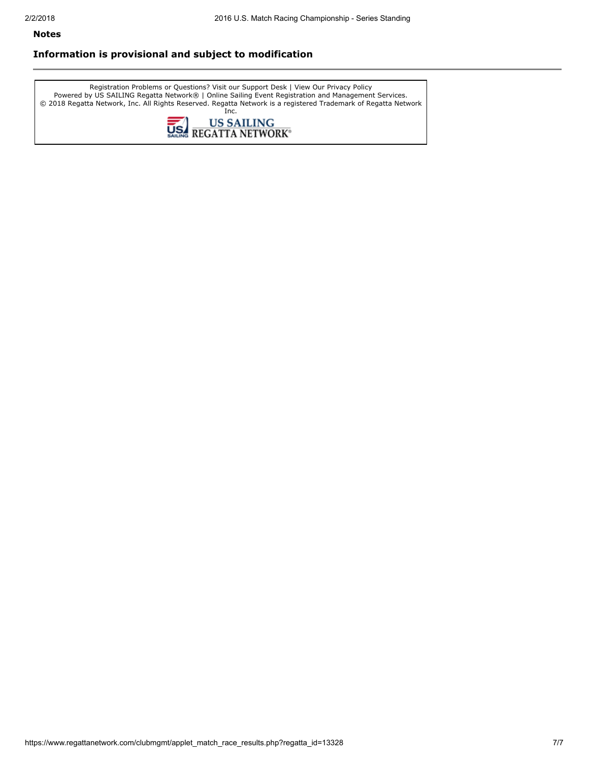**Notes**

## Information is provisional and subject to modification

---

Registration Problems or Questions? Visit our Support Desk | View Our Privacy Policy
Powered by US SAILING Regatta Network® | Online Sailing Event Registration and Management Services.
© 2018 Regatta Network, Inc. All Rights Reserved. Regatta Network is a registered Trademark of Regatta Network Inc.

US SAILING REGATTA NETWORK®